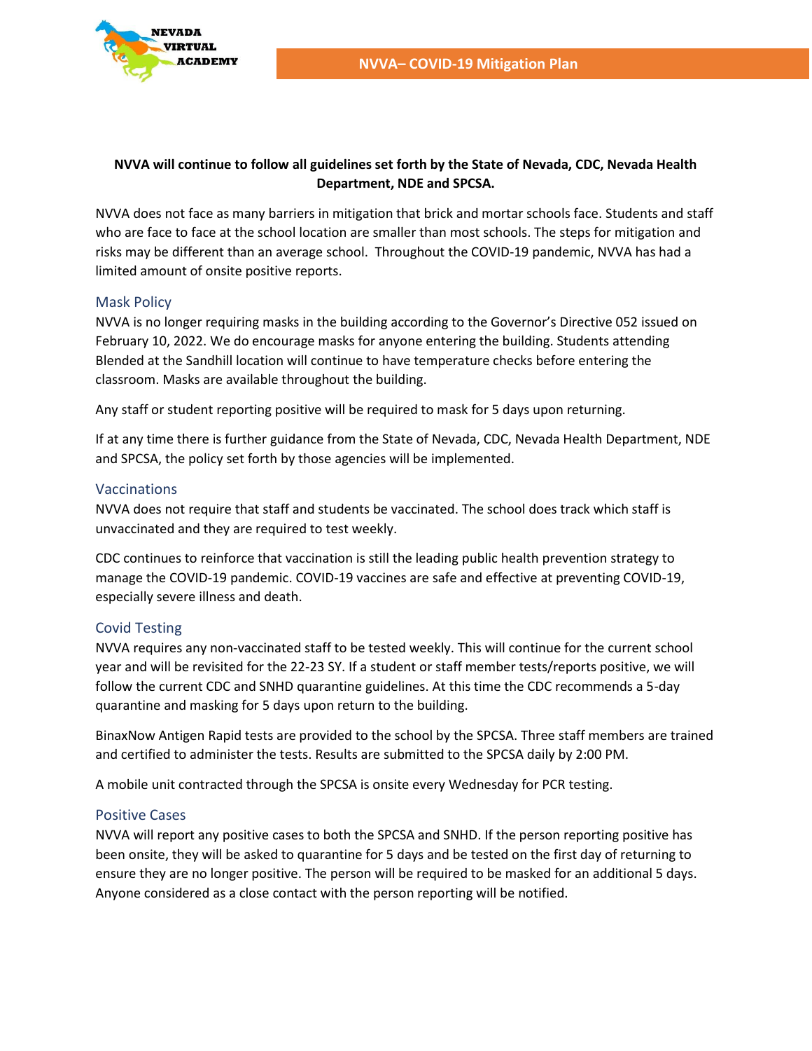# NVVA– COVID-19 Mitigation Plan

**NVVA will continue to follow all guidelines set forth by the State of Nevada, CDC, Nevada Health Department, NDE and SPCSA.**

NVVA does not face as many barriers in mitigation that brick and mortar schools face. Students and staff who are face to face at the school location are smaller than most schools. The steps for mitigation and risks may be different than an average school. Throughout the COVID-19 pandemic, NVVA has had a limited amount of onsite positive reports.

## Mask Policy

NVVA is no longer requiring masks in the building according to the Governor's Directive 052 issued on February 10, 2022. We do encourage masks for anyone entering the building. Students attending Blended at the Sandhill location will continue to have temperature checks before entering the classroom. Masks are available throughout the building.

Any staff or student reporting positive will be required to mask for 5 days upon returning.

If at any time there is further guidance from the State of Nevada, CDC, Nevada Health Department, NDE and SPCSA, the policy set forth by those agencies will be implemented.

## Vaccinations

NVVA does not require that staff and students be vaccinated. The school does track which staff is unvaccinated and they are required to test weekly.

CDC continues to reinforce that vaccination is still the leading public health prevention strategy to manage the COVID-19 pandemic. COVID-19 vaccines are safe and effective at preventing COVID-19, especially severe illness and death.

## Covid Testing

NVVA requires any non-vaccinated staff to be tested weekly. This will continue for the current school year and will be revisited for the 22-23 SY. If a student or staff member tests/reports positive, we will follow the current CDC and SNHD quarantine guidelines. At this time the CDC recommends a 5-day quarantine and masking for 5 days upon return to the building.

BinaxNow Antigen Rapid tests are provided to the school by the SPCSA. Three staff members are trained and certified to administer the tests. Results are submitted to the SPCSA daily by 2:00 PM.

A mobile unit contracted through the SPCSA is onsite every Wednesday for PCR testing.

## Positive Cases

NVVA will report any positive cases to both the SPCSA and SNHD. If the person reporting positive has been onsite, they will be asked to quarantine for 5 days and be tested on the first day of returning to ensure they are no longer positive. The person will be required to be masked for an additional 5 days. Anyone considered as a close contact with the person reporting will be notified.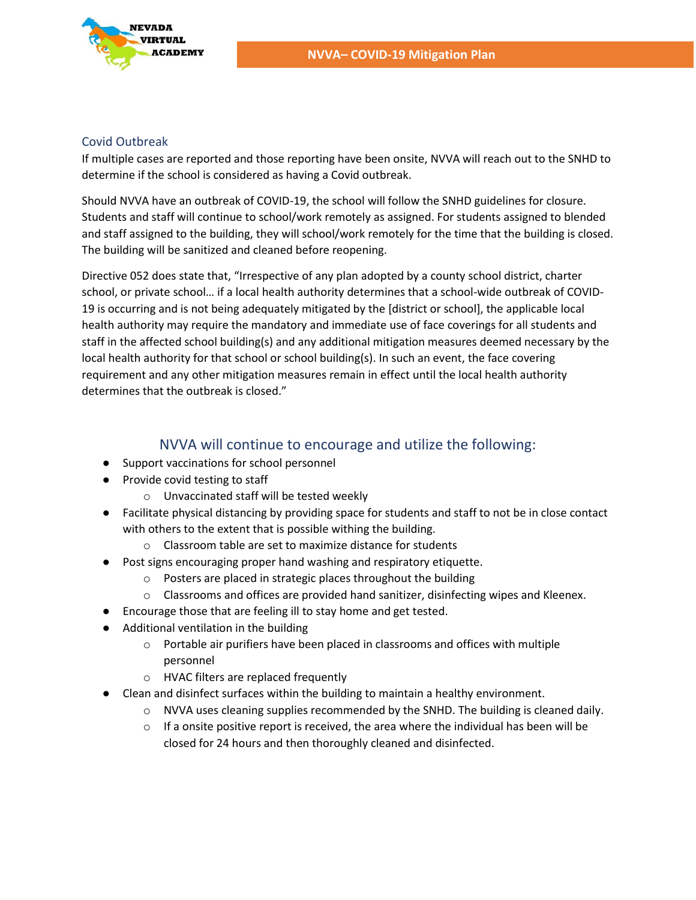## Covid Outbreak

If multiple cases are reported and those reporting have been onsite, NVVA will reach out to the SNHD to determine if the school is considered as having a Covid outbreak.

Should NVVA have an outbreak of COVID-19, the school will follow the SNHD guidelines for closure. Students and staff will continue to school/work remotely as assigned. For students assigned to blended and staff assigned to the building, they will school/work remotely for the time that the building is closed. The building will be sanitized and cleaned before reopening.

Directive 052 does state that, "Irrespective of any plan adopted by a county school district, charter school, or private school… if a local health authority determines that a school-wide outbreak of COVID-19 is occurring and is not being adequately mitigated by the [district or school], the applicable local health authority may require the mandatory and immediate use of face coverings for all students and staff in the affected school building(s) and any additional mitigation measures deemed necessary by the local health authority for that school or school building(s). In such an event, the face covering requirement and any other mitigation measures remain in effect until the local health authority determines that the outbreak is closed."

## NVVA will continue to encourage and utilize the following:

- Support vaccinations for school personnel
- Provide covid testing to staff
  - Unvaccinated staff will be tested weekly
- Facilitate physical distancing by providing space for students and staff to not be in close contact with others to the extent that is possible withing the building.
  - Classroom table are set to maximize distance for students
- Post signs encouraging proper hand washing and respiratory etiquette.
  - Posters are placed in strategic places throughout the building
  - Classrooms and offices are provided hand sanitizer, disinfecting wipes and Kleenex.
- Encourage those that are feeling ill to stay home and get tested.
- Additional ventilation in the building
  - Portable air purifiers have been placed in classrooms and offices with multiple personnel
  - HVAC filters are replaced frequently
- Clean and disinfect surfaces within the building to maintain a healthy environment.
  - NVVA uses cleaning supplies recommended by the SNHD. The building is cleaned daily.
  - If a onsite positive report is received, the area where the individual has been will be closed for 24 hours and then thoroughly cleaned and disinfected.